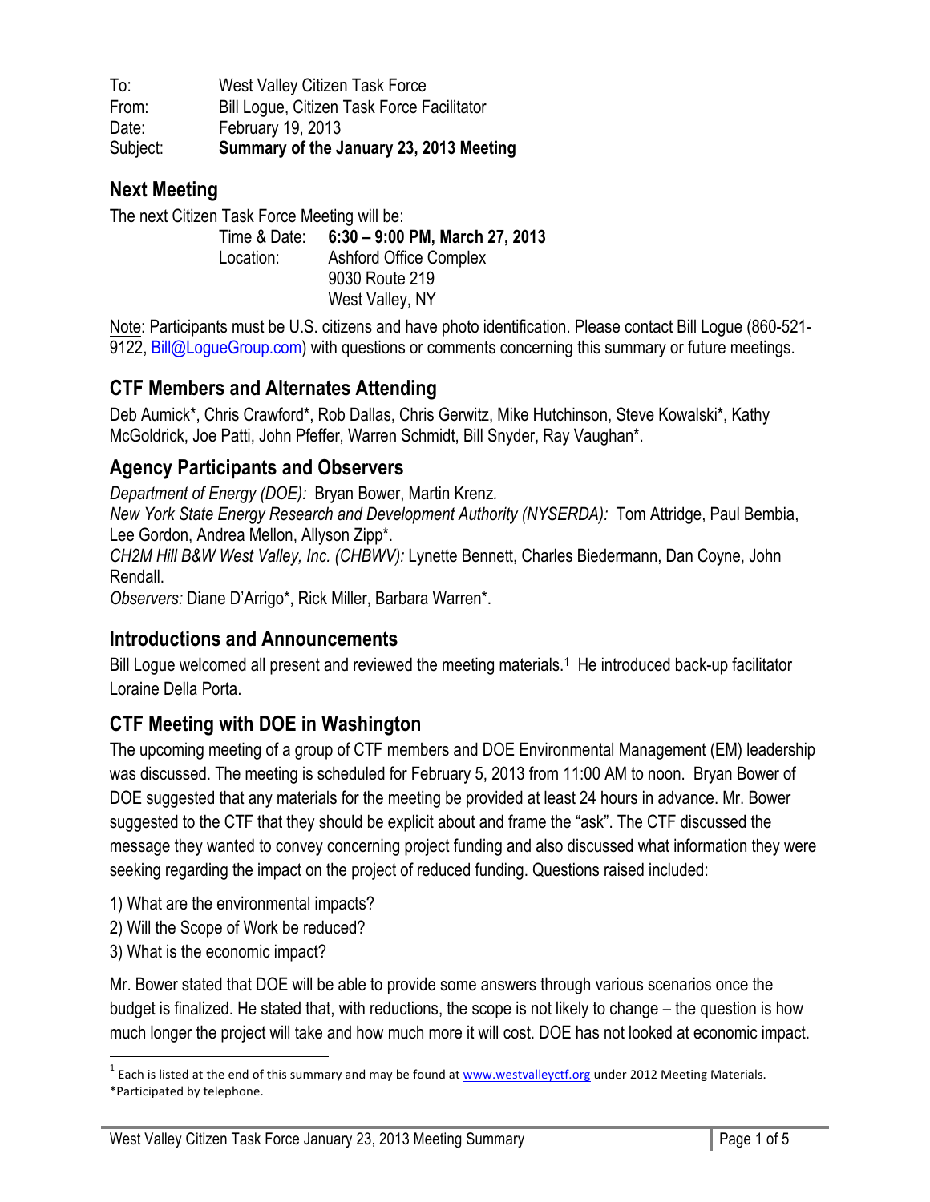To: West Valley Citizen Task Force
From: Bill Logue, Citizen Task Force Facilitator
Date: February 19, 2013
Subject: **Summary of the January 23, 2013 Meeting**

## Next Meeting

The next Citizen Task Force Meeting will be:

Time & Date: **6:30 – 9:00 PM, March 27, 2013**
Location: Ashford Office Complex
9030 Route 219
West Valley, NY

Note: Participants must be U.S. citizens and have photo identification. Please contact Bill Logue (860-521-9122, Bill@LogueGroup.com) with questions or comments concerning this summary or future meetings.

## CTF Members and Alternates Attending

Deb Aumick*, Chris Crawford*, Rob Dallas, Chris Gerwitz, Mike Hutchinson, Steve Kowalski*, Kathy McGoldrick, Joe Patti, John Pfeffer, Warren Schmidt, Bill Snyder, Ray Vaughan*.

## Agency Participants and Observers

*Department of Energy (DOE):* Bryan Bower, Martin Krenz.
*New York State Energy Research and Development Authority (NYSERDA):* Tom Attridge, Paul Bembia, Lee Gordon, Andrea Mellon, Allyson Zipp*.
*CH2M Hill B&W West Valley, Inc. (CHBWV):* Lynette Bennett, Charles Biedermann, Dan Coyne, John Rendall.
*Observers:* Diane D'Arrigo*, Rick Miller, Barbara Warren*.

## Introductions and Announcements

Bill Logue welcomed all present and reviewed the meeting materials.[1] He introduced back-up facilitator Loraine Della Porta.

## CTF Meeting with DOE in Washington

The upcoming meeting of a group of CTF members and DOE Environmental Management (EM) leadership was discussed. The meeting is scheduled for February 5, 2013 from 11:00 AM to noon. Bryan Bower of DOE suggested that any materials for the meeting be provided at least 24 hours in advance. Mr. Bower suggested to the CTF that they should be explicit about and frame the "ask". The CTF discussed the message they wanted to convey concerning project funding and also discussed what information they were seeking regarding the impact on the project of reduced funding. Questions raised included:

1) What are the environmental impacts?
2) Will the Scope of Work be reduced?
3) What is the economic impact?

Mr. Bower stated that DOE will be able to provide some answers through various scenarios once the budget is finalized. He stated that, with reductions, the scope is not likely to change – the question is how much longer the project will take and how much more it will cost. DOE has not looked at economic impact.

[1] Each is listed at the end of this summary and may be found at www.westvalleyctf.org under 2012 Meeting Materials.
*Participated by telephone.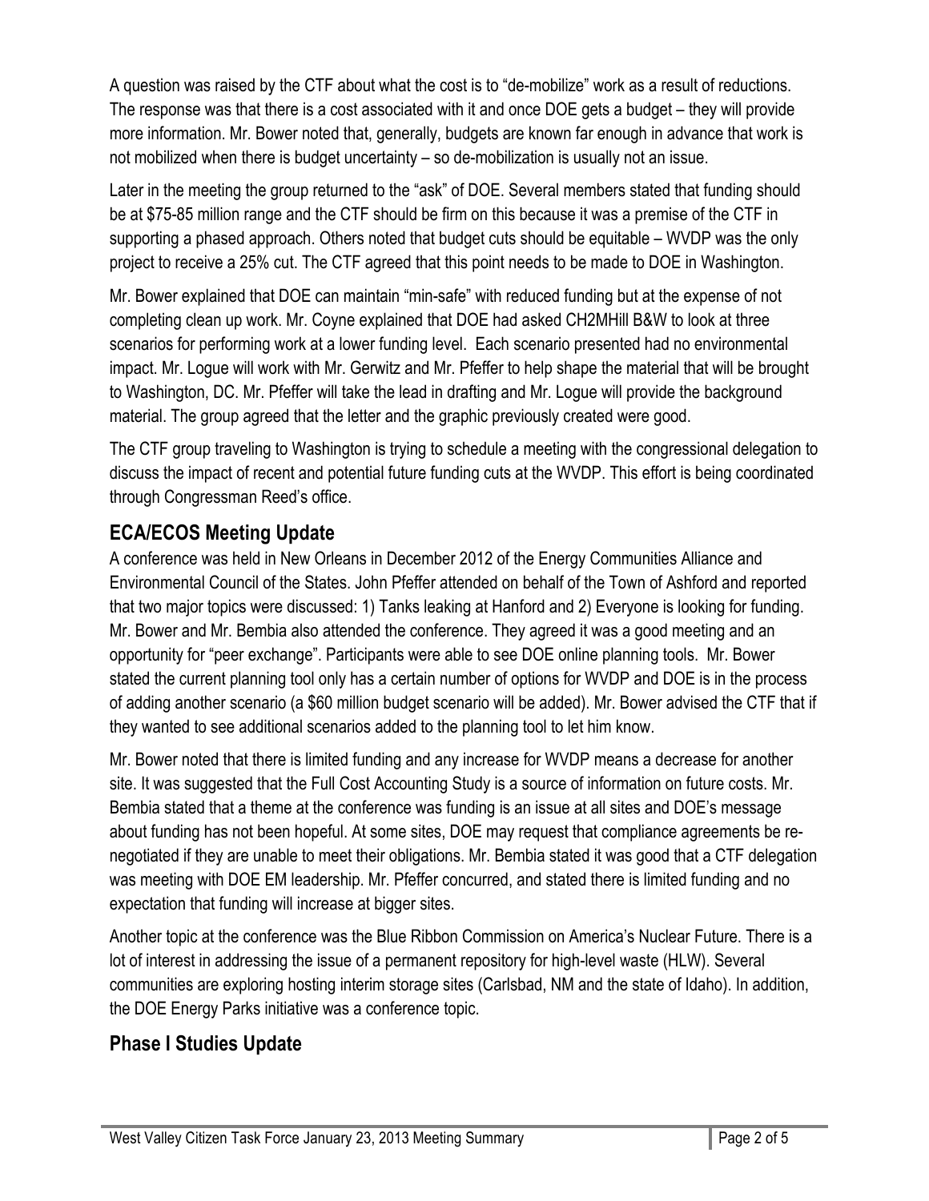A question was raised by the CTF about what the cost is to "de-mobilize" work as a result of reductions. The response was that there is a cost associated with it and once DOE gets a budget – they will provide more information. Mr. Bower noted that, generally, budgets are known far enough in advance that work is not mobilized when there is budget uncertainty – so de-mobilization is usually not an issue.

Later in the meeting the group returned to the "ask" of DOE. Several members stated that funding should be at $75-85 million range and the CTF should be firm on this because it was a premise of the CTF in supporting a phased approach. Others noted that budget cuts should be equitable – WVDP was the only project to receive a 25% cut. The CTF agreed that this point needs to be made to DOE in Washington.

Mr. Bower explained that DOE can maintain "min-safe" with reduced funding but at the expense of not completing clean up work. Mr. Coyne explained that DOE had asked CH2MHill B&W to look at three scenarios for performing work at a lower funding level. Each scenario presented had no environmental impact. Mr. Logue will work with Mr. Gerwitz and Mr. Pfeffer to help shape the material that will be brought to Washington, DC. Mr. Pfeffer will take the lead in drafting and Mr. Logue will provide the background material. The group agreed that the letter and the graphic previously created were good.

The CTF group traveling to Washington is trying to schedule a meeting with the congressional delegation to discuss the impact of recent and potential future funding cuts at the WVDP. This effort is being coordinated through Congressman Reed's office.

## ECA/ECOS Meeting Update

A conference was held in New Orleans in December 2012 of the Energy Communities Alliance and Environmental Council of the States. John Pfeffer attended on behalf of the Town of Ashford and reported that two major topics were discussed: 1) Tanks leaking at Hanford and 2) Everyone is looking for funding. Mr. Bower and Mr. Bembia also attended the conference. They agreed it was a good meeting and an opportunity for "peer exchange". Participants were able to see DOE online planning tools. Mr. Bower stated the current planning tool only has a certain number of options for WVDP and DOE is in the process of adding another scenario (a $60 million budget scenario will be added). Mr. Bower advised the CTF that if they wanted to see additional scenarios added to the planning tool to let him know.

Mr. Bower noted that there is limited funding and any increase for WVDP means a decrease for another site. It was suggested that the Full Cost Accounting Study is a source of information on future costs. Mr. Bembia stated that a theme at the conference was funding is an issue at all sites and DOE's message about funding has not been hopeful. At some sites, DOE may request that compliance agreements be re-negotiated if they are unable to meet their obligations. Mr. Bembia stated it was good that a CTF delegation was meeting with DOE EM leadership. Mr. Pfeffer concurred, and stated there is limited funding and no expectation that funding will increase at bigger sites.

Another topic at the conference was the Blue Ribbon Commission on America's Nuclear Future. There is a lot of interest in addressing the issue of a permanent repository for high-level waste (HLW). Several communities are exploring hosting interim storage sites (Carlsbad, NM and the state of Idaho). In addition, the DOE Energy Parks initiative was a conference topic.

## Phase I Studies Update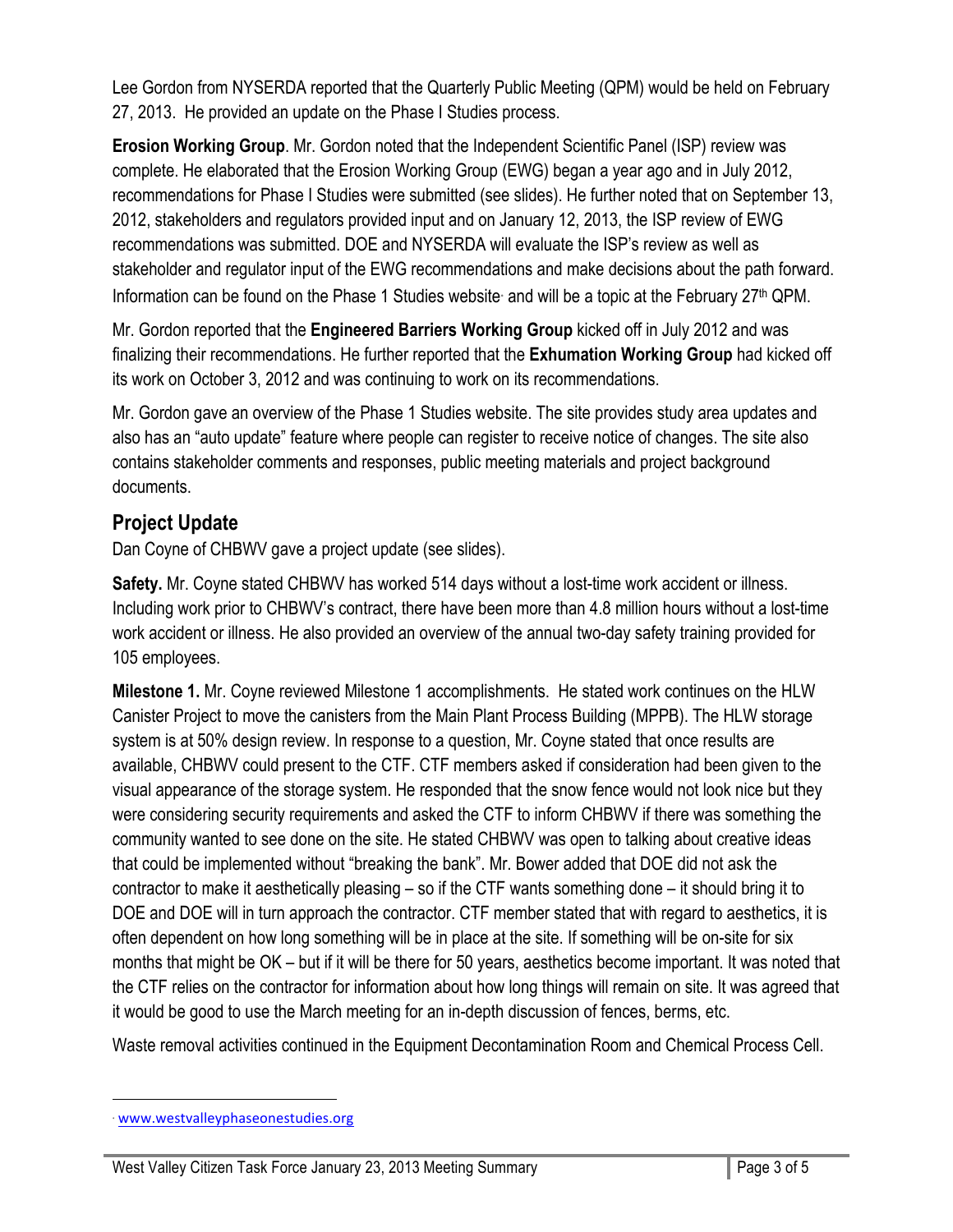Lee Gordon from NYSERDA reported that the Quarterly Public Meeting (QPM) would be held on February 27, 2013. He provided an update on the Phase I Studies process.

**Erosion Working Group**. Mr. Gordon noted that the Independent Scientific Panel (ISP) review was complete. He elaborated that the Erosion Working Group (EWG) began a year ago and in July 2012, recommendations for Phase I Studies were submitted (see slides). He further noted that on September 13, 2012, stakeholders and regulators provided input and on January 12, 2013, the ISP review of EWG recommendations was submitted. DOE and NYSERDA will evaluate the ISP's review as well as stakeholder and regulator input of the EWG recommendations and make decisions about the path forward. Information can be found on the Phase 1 Studies website[·] and will be a topic at the February 27th QPM.

Mr. Gordon reported that the **Engineered Barriers Working Group** kicked off in July 2012 and was finalizing their recommendations. He further reported that the **Exhumation Working Group** had kicked off its work on October 3, 2012 and was continuing to work on its recommendations.

Mr. Gordon gave an overview of the Phase 1 Studies website. The site provides study area updates and also has an "auto update" feature where people can register to receive notice of changes. The site also contains stakeholder comments and responses, public meeting materials and project background documents.

## Project Update

Dan Coyne of CHBWV gave a project update (see slides).

**Safety.** Mr. Coyne stated CHBWV has worked 514 days without a lost-time work accident or illness. Including work prior to CHBWV's contract, there have been more than 4.8 million hours without a lost-time work accident or illness. He also provided an overview of the annual two-day safety training provided for 105 employees.

**Milestone 1.** Mr. Coyne reviewed Milestone 1 accomplishments. He stated work continues on the HLW Canister Project to move the canisters from the Main Plant Process Building (MPPB). The HLW storage system is at 50% design review. In response to a question, Mr. Coyne stated that once results are available, CHBWV could present to the CTF. CTF members asked if consideration had been given to the visual appearance of the storage system. He responded that the snow fence would not look nice but they were considering security requirements and asked the CTF to inform CHBWV if there was something the community wanted to see done on the site. He stated CHBWV was open to talking about creative ideas that could be implemented without "breaking the bank". Mr. Bower added that DOE did not ask the contractor to make it aesthetically pleasing – so if the CTF wants something done – it should bring it to DOE and DOE will in turn approach the contractor. CTF member stated that with regard to aesthetics, it is often dependent on how long something will be in place at the site. If something will be on-site for six months that might be OK – but if it will be there for 50 years, aesthetics become important. It was noted that the CTF relies on the contractor for information about how long things will remain on site. It was agreed that it would be good to use the March meeting for an in-depth discussion of fences, berms, etc.

Waste removal activities continued in the Equipment Decontamination Room and Chemical Process Cell.

[·] www.westvalleyphaseonestudies.org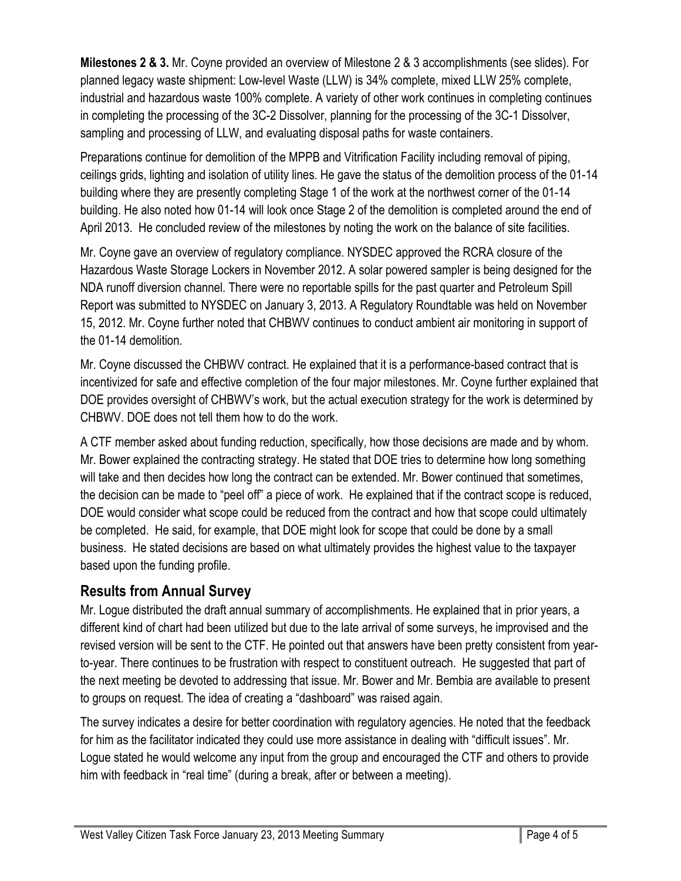**Milestones 2 & 3.** Mr. Coyne provided an overview of Milestone 2 & 3 accomplishments (see slides). For planned legacy waste shipment: Low-level Waste (LLW) is 34% complete, mixed LLW 25% complete, industrial and hazardous waste 100% complete. A variety of other work continues in completing continues in completing the processing of the 3C-2 Dissolver, planning for the processing of the 3C-1 Dissolver, sampling and processing of LLW, and evaluating disposal paths for waste containers.

Preparations continue for demolition of the MPPB and Vitrification Facility including removal of piping, ceilings grids, lighting and isolation of utility lines. He gave the status of the demolition process of the 01-14 building where they are presently completing Stage 1 of the work at the northwest corner of the 01-14 building. He also noted how 01-14 will look once Stage 2 of the demolition is completed around the end of April 2013. He concluded review of the milestones by noting the work on the balance of site facilities.

Mr. Coyne gave an overview of regulatory compliance. NYSDEC approved the RCRA closure of the Hazardous Waste Storage Lockers in November 2012. A solar powered sampler is being designed for the NDA runoff diversion channel. There were no reportable spills for the past quarter and Petroleum Spill Report was submitted to NYSDEC on January 3, 2013. A Regulatory Roundtable was held on November 15, 2012. Mr. Coyne further noted that CHBWV continues to conduct ambient air monitoring in support of the 01-14 demolition.

Mr. Coyne discussed the CHBWV contract. He explained that it is a performance-based contract that is incentivized for safe and effective completion of the four major milestones. Mr. Coyne further explained that DOE provides oversight of CHBWV's work, but the actual execution strategy for the work is determined by CHBWV. DOE does not tell them how to do the work.

A CTF member asked about funding reduction, specifically, how those decisions are made and by whom. Mr. Bower explained the contracting strategy. He stated that DOE tries to determine how long something will take and then decides how long the contract can be extended. Mr. Bower continued that sometimes, the decision can be made to "peel off" a piece of work. He explained that if the contract scope is reduced, DOE would consider what scope could be reduced from the contract and how that scope could ultimately be completed. He said, for example, that DOE might look for scope that could be done by a small business. He stated decisions are based on what ultimately provides the highest value to the taxpayer based upon the funding profile.

## Results from Annual Survey

Mr. Logue distributed the draft annual summary of accomplishments. He explained that in prior years, a different kind of chart had been utilized but due to the late arrival of some surveys, he improvised and the revised version will be sent to the CTF. He pointed out that answers have been pretty consistent from year-to-year. There continues to be frustration with respect to constituent outreach. He suggested that part of the next meeting be devoted to addressing that issue. Mr. Bower and Mr. Bembia are available to present to groups on request. The idea of creating a "dashboard" was raised again.

The survey indicates a desire for better coordination with regulatory agencies. He noted that the feedback for him as the facilitator indicated they could use more assistance in dealing with "difficult issues". Mr. Logue stated he would welcome any input from the group and encouraged the CTF and others to provide him with feedback in "real time" (during a break, after or between a meeting).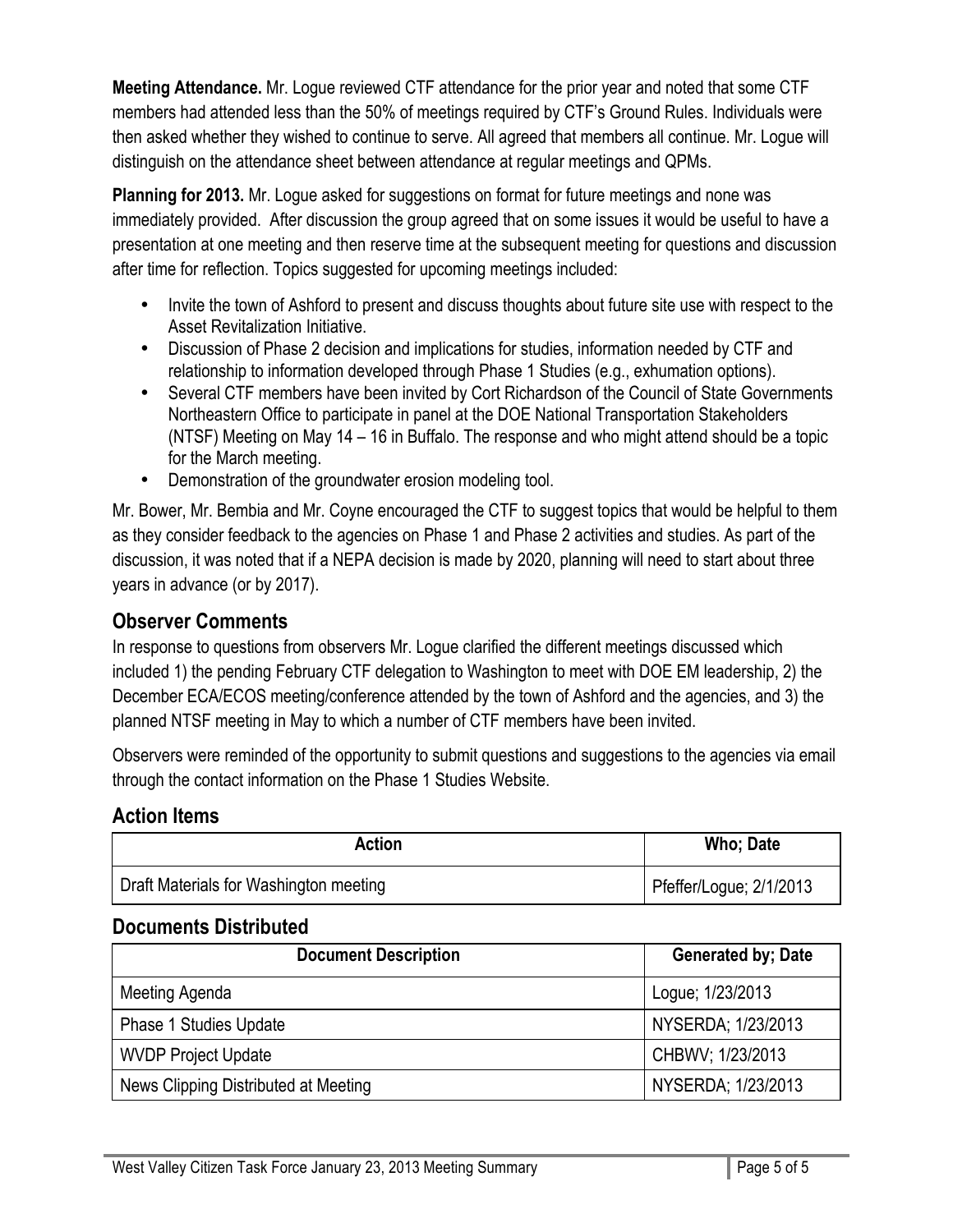**Meeting Attendance.** Mr. Logue reviewed CTF attendance for the prior year and noted that some CTF members had attended less than the 50% of meetings required by CTF's Ground Rules. Individuals were then asked whether they wished to continue to serve. All agreed that members all continue. Mr. Logue will distinguish on the attendance sheet between attendance at regular meetings and QPMs.

**Planning for 2013.** Mr. Logue asked for suggestions on format for future meetings and none was immediately provided. After discussion the group agreed that on some issues it would be useful to have a presentation at one meeting and then reserve time at the subsequent meeting for questions and discussion after time for reflection. Topics suggested for upcoming meetings included:

- Invite the town of Ashford to present and discuss thoughts about future site use with respect to the Asset Revitalization Initiative.
- Discussion of Phase 2 decision and implications for studies, information needed by CTF and relationship to information developed through Phase 1 Studies (e.g., exhumation options).
- Several CTF members have been invited by Cort Richardson of the Council of State Governments Northeastern Office to participate in panel at the DOE National Transportation Stakeholders (NTSF) Meeting on May 14 – 16 in Buffalo. The response and who might attend should be a topic for the March meeting.
- Demonstration of the groundwater erosion modeling tool.

Mr. Bower, Mr. Bembia and Mr. Coyne encouraged the CTF to suggest topics that would be helpful to them as they consider feedback to the agencies on Phase 1 and Phase 2 activities and studies. As part of the discussion, it was noted that if a NEPA decision is made by 2020, planning will need to start about three years in advance (or by 2017).

## Observer Comments

In response to questions from observers Mr. Logue clarified the different meetings discussed which included 1) the pending February CTF delegation to Washington to meet with DOE EM leadership, 2) the December ECA/ECOS meeting/conference attended by the town of Ashford and the agencies, and 3) the planned NTSF meeting in May to which a number of CTF members have been invited.

Observers were reminded of the opportunity to submit questions and suggestions to the agencies via email through the contact information on the Phase 1 Studies Website.

## Action Items

| Action | Who; Date |
|---|---|
| Draft Materials for Washington meeting | Pfeffer/Logue; 2/1/2013 |

## Documents Distributed

| Document Description | Generated by; Date |
|---|---|
| Meeting Agenda | Logue; 1/23/2013 |
| Phase 1 Studies Update | NYSERDA; 1/23/2013 |
| WVDP Project Update | CHBWV; 1/23/2013 |
| News Clipping Distributed at Meeting | NYSERDA; 1/23/2013 |